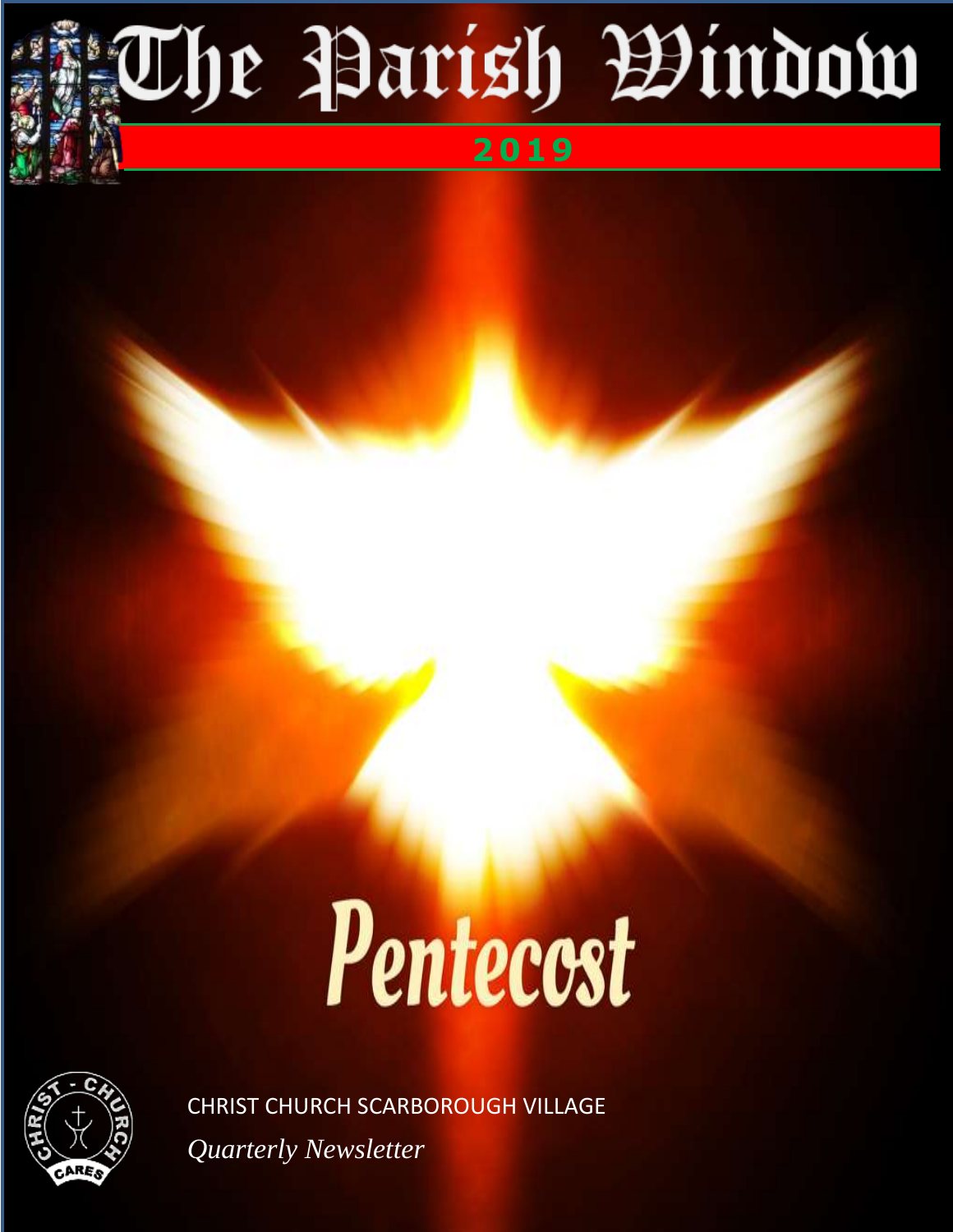# The Parish Window

**2019**

# Pentecost

CHRIST CHURCH SCARBOROUGH VILLAGE

*Quarterly Newsletter*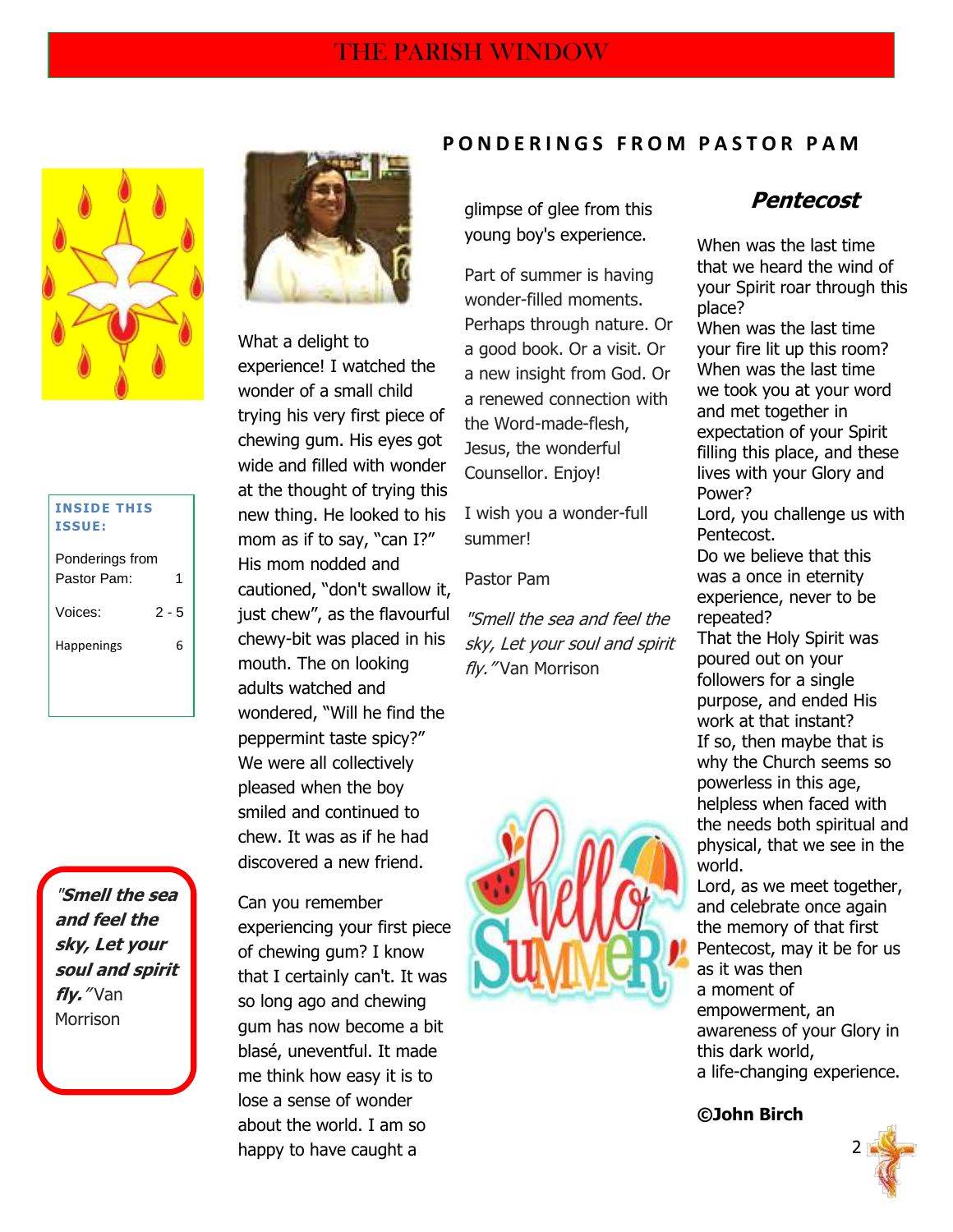# PONDERINGS FROM PASTOR PAM

**INSIDE THIS ISSUE:**

| | |
|---|---|
| Ponderings from Pastor Pam: | 1 |
| Voices: | 2 - 5 |
| Happenings | 6 |

***"Smell the sea and feel the sky, Let your soul and spirit fly."*** Van Morrison

What a delight to experience! I watched the wonder of a small child trying his very first piece of chewing gum. His eyes got wide and filled with wonder at the thought of trying this new thing. He looked to his mom as if to say, "can I?" His mom nodded and cautioned, "don't swallow it, just chew", as the flavourful chewy-bit was placed in his mouth. The on looking adults watched and wondered, "Will he find the peppermint taste spicy?" We were all collectively pleased when the boy smiled and continued to chew. It was as if he had discovered a new friend.

Can you remember experiencing your first piece of chewing gum? I know that I certainly can't. It was so long ago and chewing gum has now become a bit blasé, uneventful. It made me think how easy it is to lose a sense of wonder about the world. I am so happy to have caught a glimpse of glee from this young boy's experience.

Part of summer is having wonder-filled moments. Perhaps through nature. Or a good book. Or a visit. Or a new insight from God. Or a renewed connection with the Word-made-flesh, Jesus, the wonderful Counsellor. Enjoy!

I wish you a wonder-full summer!

Pastor Pam

*"Smell the sea and feel the sky, Let your soul and spirit fly."* Van Morrison

## *Pentecost*

When was the last time that we heard the wind of your Spirit roar through this place?
When was the last time your fire lit up this room?
When was the last time we took you at your word and met together in expectation of your Spirit filling this place, and these lives with your Glory and Power?
Lord, you challenge us with Pentecost.
Do we believe that this was a once in eternity experience, never to be repeated?
That the Holy Spirit was poured out on your followers for a single purpose, and ended His work at that instant?
If so, then maybe that is why the Church seems so powerless in this age, helpless when faced with the needs both spiritual and physical, that we see in the world.
Lord, as we meet together, and celebrate once again the memory of that first Pentecost, may it be for us as it was then
a moment of empowerment, an awareness of your Glory in this dark world,
a life-changing experience.

**©John Birch**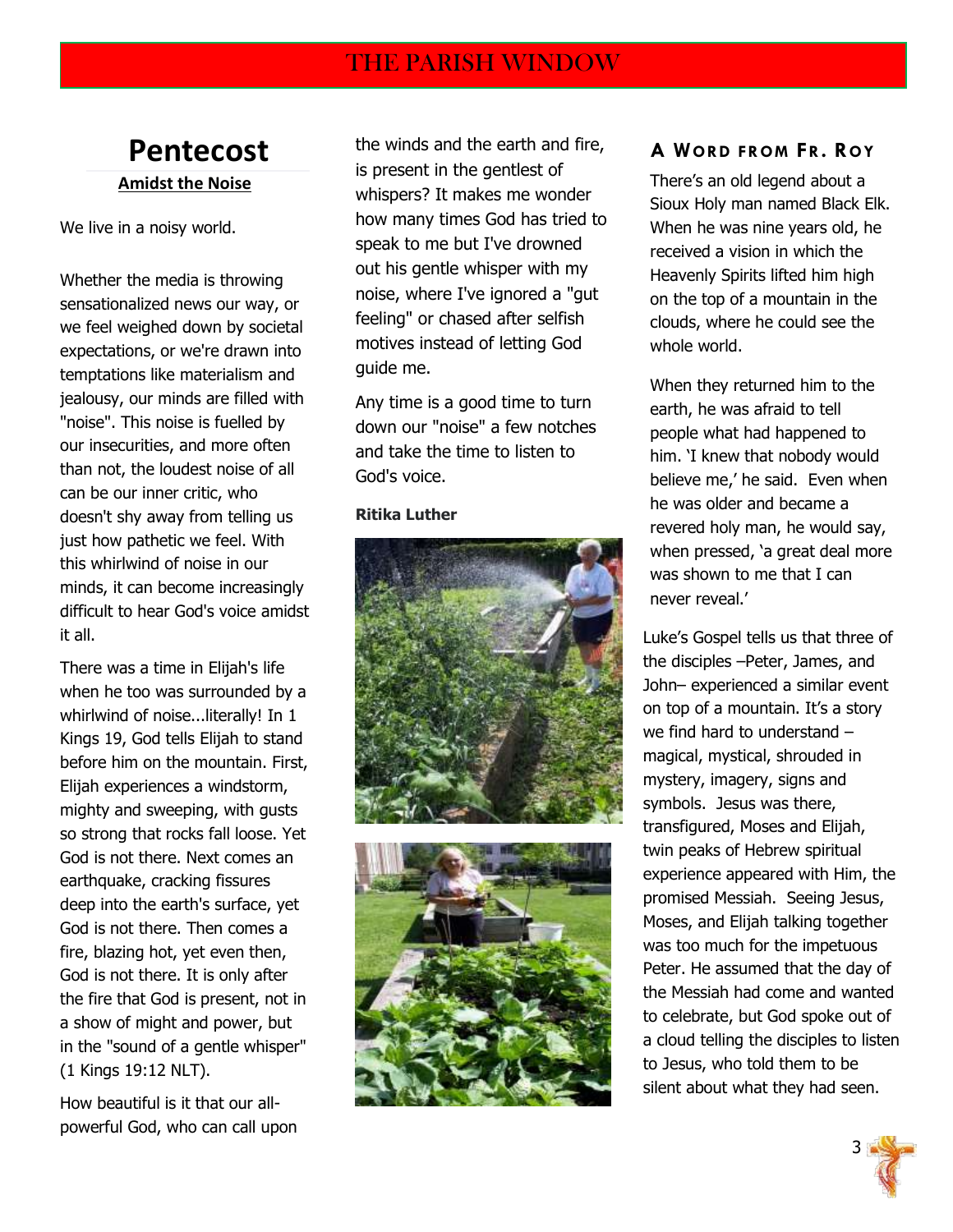# Pentecost

**Amidst the Noise**

We live in a noisy world.

Whether the media is throwing sensationalized news our way, or we feel weighed down by societal expectations, or we're drawn into temptations like materialism and jealousy, our minds are filled with "noise". This noise is fuelled by our insecurities, and more often than not, the loudest noise of all can be our inner critic, who doesn't shy away from telling us just how pathetic we feel. With this whirlwind of noise in our minds, it can become increasingly difficult to hear God's voice amidst it all.

There was a time in Elijah's life when he too was surrounded by a whirlwind of noise...literally! In 1 Kings 19, God tells Elijah to stand before him on the mountain. First, Elijah experiences a windstorm, mighty and sweeping, with gusts so strong that rocks fall loose. Yet God is not there. Next comes an earthquake, cracking fissures deep into the earth's surface, yet God is not there. Then comes a fire, blazing hot, yet even then, God is not there. It is only after the fire that God is present, not in a show of might and power, but in the "sound of a gentle whisper" (1 Kings 19:12 NLT).

How beautiful is it that our all-powerful God, who can call upon the winds and the earth and fire, is present in the gentlest of whispers? It makes me wonder how many times God has tried to speak to me but I've drowned out his gentle whisper with my noise, where I've ignored a "gut feeling" or chased after selfish motives instead of letting God guide me.

Any time is a good time to turn down our "noise" a few notches and take the time to listen to God's voice.

**Ritika Luther**

## A Word from Fr. Roy

There's an old legend about a Sioux Holy man named Black Elk. When he was nine years old, he received a vision in which the Heavenly Spirits lifted him high on the top of a mountain in the clouds, where he could see the whole world.

When they returned him to the earth, he was afraid to tell people what had happened to him. 'I knew that nobody would believe me,' he said. Even when he was older and became a revered holy man, he would say, when pressed, 'a great deal more was shown to me that I can never reveal.'

Luke's Gospel tells us that three of the disciples –Peter, James, and John– experienced a similar event on top of a mountain. It's a story we find hard to understand – magical, mystical, shrouded in mystery, imagery, signs and symbols. Jesus was there, transfigured, Moses and Elijah, twin peaks of Hebrew spiritual experience appeared with Him, the promised Messiah. Seeing Jesus, Moses, and Elijah talking together was too much for the impetuous Peter. He assumed that the day of the Messiah had come and wanted to celebrate, but God spoke out of a cloud telling the disciples to listen to Jesus, who told them to be silent about what they had seen.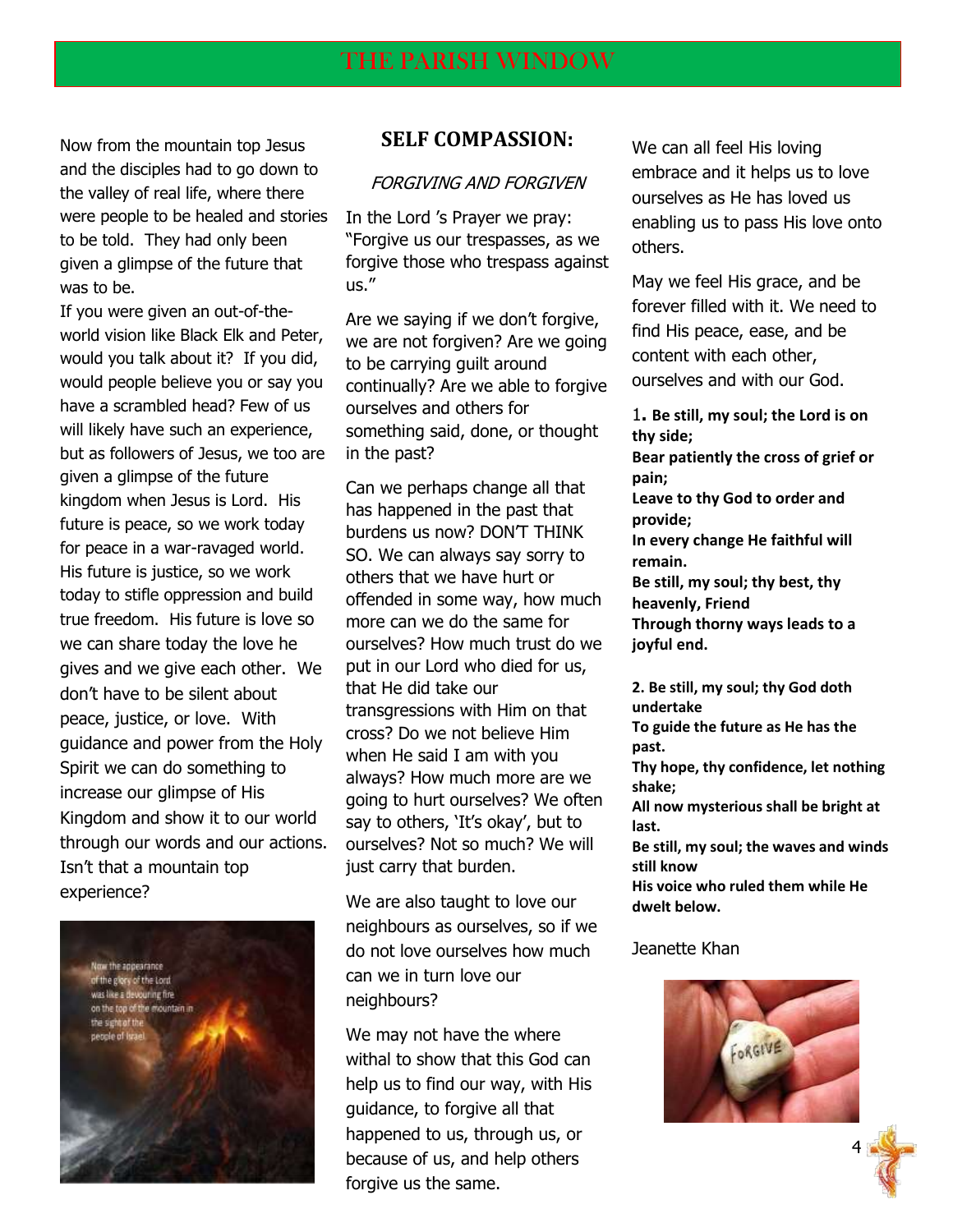Now from the mountain top Jesus and the disciples had to go down to the valley of real life, where there were people to be healed and stories to be told. They had only been given a glimpse of the future that was to be.

If you were given an out-of-the-world vision like Black Elk and Peter, would you talk about it? If you did, would people believe you or say you have a scrambled head? Few of us will likely have such an experience, but as followers of Jesus, we too are given a glimpse of the future kingdom when Jesus is Lord. His future is peace, so we work today for peace in a war-ravaged world. His future is justice, so we work today to stifle oppression and build true freedom. His future is love so we can share today the love he gives and we give each other. We don't have to be silent about peace, justice, or love. With guidance and power from the Holy Spirit we can do something to increase our glimpse of His Kingdom and show it to our world through our words and our actions. Isn't that a mountain top experience?

## SELF COMPASSION:

*FORGIVING AND FORGIVEN*

In the Lord 's Prayer we pray: "Forgive us our trespasses, as we forgive those who trespass against us."

Are we saying if we don't forgive, we are not forgiven? Are we going to be carrying guilt around continually? Are we able to forgive ourselves and others for something said, done, or thought in the past?

Can we perhaps change all that has happened in the past that burdens us now? DON'T THINK SO. We can always say sorry to others that we have hurt or offended in some way, how much more can we do the same for ourselves? How much trust do we put in our Lord who died for us, that He did take our transgressions with Him on that cross? Do we not believe Him when He said I am with you always? How much more are we going to hurt ourselves? We often say to others, 'It's okay', but to ourselves? Not so much? We will just carry that burden.

We are also taught to love our neighbours as ourselves, so if we do not love ourselves how much can we in turn love our neighbours?

We may not have the where withal to show that this God can help us to find our way, with His guidance, to forgive all that happened to us, through us, or because of us, and help others forgive us the same.

We can all feel His loving embrace and it helps us to love ourselves as He has loved us enabling us to pass His love onto others.

May we feel His grace, and be forever filled with it. We need to find His peace, ease, and be content with each other, ourselves and with our God.

**1. Be still, my soul; the Lord is on thy side;**
**Bear patiently the cross of grief or pain;**
**Leave to thy God to order and provide;**
**In every change He faithful will remain.**
**Be still, my soul; thy best, thy heavenly, Friend**
**Through thorny ways leads to a joyful end.**

**2. Be still, my soul; thy God doth undertake**
**To guide the future as He has the past.**
**Thy hope, thy confidence, let nothing shake;**
**All now mysterious shall be bright at last.**
**Be still, my soul; the waves and winds still know**
**His voice who ruled them while He dwelt below.**

Jeanette Khan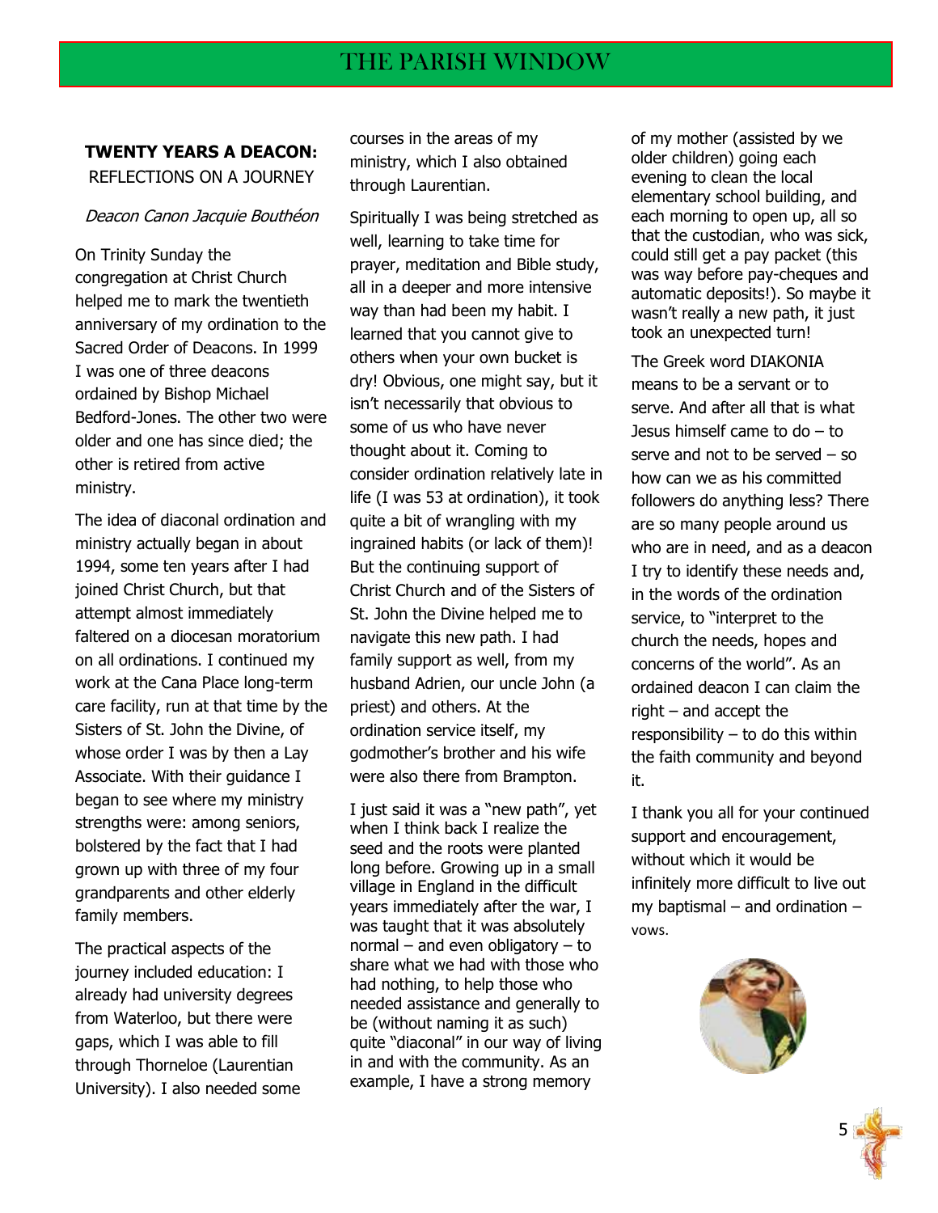## TWENTY YEARS A DEACON:

REFLECTIONS ON A JOURNEY

*Deacon Canon Jacquie Bouthéon*

On Trinity Sunday the congregation at Christ Church helped me to mark the twentieth anniversary of my ordination to the Sacred Order of Deacons. In 1999 I was one of three deacons ordained by Bishop Michael Bedford-Jones. The other two were older and one has since died; the other is retired from active ministry.

The idea of diaconal ordination and ministry actually began in about 1994, some ten years after I had joined Christ Church, but that attempt almost immediately faltered on a diocesan moratorium on all ordinations. I continued my work at the Cana Place long-term care facility, run at that time by the Sisters of St. John the Divine, of whose order I was by then a Lay Associate. With their guidance I began to see where my ministry strengths were: among seniors, bolstered by the fact that I had grown up with three of my four grandparents and other elderly family members.

The practical aspects of the journey included education: I already had university degrees from Waterloo, but there were gaps, which I was able to fill through Thorneloe (Laurentian University). I also needed some courses in the areas of my ministry, which I also obtained through Laurentian.

Spiritually I was being stretched as well, learning to take time for prayer, meditation and Bible study, all in a deeper and more intensive way than had been my habit. I learned that you cannot give to others when your own bucket is dry! Obvious, one might say, but it isn't necessarily that obvious to some of us who have never thought about it. Coming to consider ordination relatively late in life (I was 53 at ordination), it took quite a bit of wrangling with my ingrained habits (or lack of them)! But the continuing support of Christ Church and of the Sisters of St. John the Divine helped me to navigate this new path. I had family support as well, from my husband Adrien, our uncle John (a priest) and others. At the ordination service itself, my godmother's brother and his wife were also there from Brampton.

I just said it was a "new path", yet when I think back I realize the seed and the roots were planted long before. Growing up in a small village in England in the difficult years immediately after the war, I was taught that it was absolutely normal – and even obligatory – to share what we had with those who had nothing, to help those who needed assistance and generally to be (without naming it as such) quite "diaconal" in our way of living in and with the community. As an example, I have a strong memory of my mother (assisted by we older children) going each evening to clean the local elementary school building, and each morning to open up, all so that the custodian, who was sick, could still get a pay packet (this was way before pay-cheques and automatic deposits!). So maybe it wasn't really a new path, it just took an unexpected turn!

The Greek word DIAKONIA means to be a servant or to serve. And after all that is what Jesus himself came to do – to serve and not to be served – so how can we as his committed followers do anything less? There are so many people around us who are in need, and as a deacon I try to identify these needs and, in the words of the ordination service, to "interpret to the church the needs, hopes and concerns of the world". As an ordained deacon I can claim the right – and accept the responsibility – to do this within the faith community and beyond it.

I thank you all for your continued support and encouragement, without which it would be infinitely more difficult to live out my baptismal – and ordination – vows.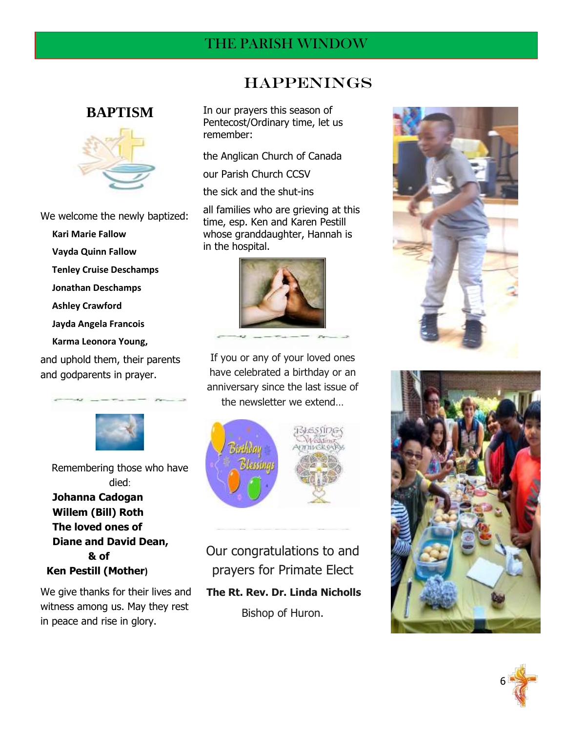## HAPPENINGS

### BAPTISM

We welcome the newly baptized:

**Kari Marie Fallow**

**Vayda Quinn Fallow**

**Tenley Cruise Deschamps**

**Jonathan Deschamps**

**Ashley Crawford**

**Jayda Angela Francois**

**Karma Leonora Young,**

and uphold them, their parents and godparents in prayer.

Remembering those who have died:

**Johanna Cadogan**
**Willem (Bill) Roth**
**The loved ones of**
**Diane and David Dean,**
**& of**
**Ken Pestill (Mother)**

We give thanks for their lives and witness among us. May they rest in peace and rise in glory.

In our prayers this season of Pentecost/Ordinary time, let us remember:

the Anglican Church of Canada

our Parish Church CCSV

the sick and the shut-ins

all families who are grieving at this time, esp. Ken and Karen Pestill whose granddaughter, Hannah is in the hospital.

If you or any of your loved ones have celebrated a birthday or an anniversary since the last issue of the newsletter we extend…

Our congratulations to and prayers for Primate Elect

**The Rt. Rev. Dr. Linda Nicholls**

Bishop of Huron.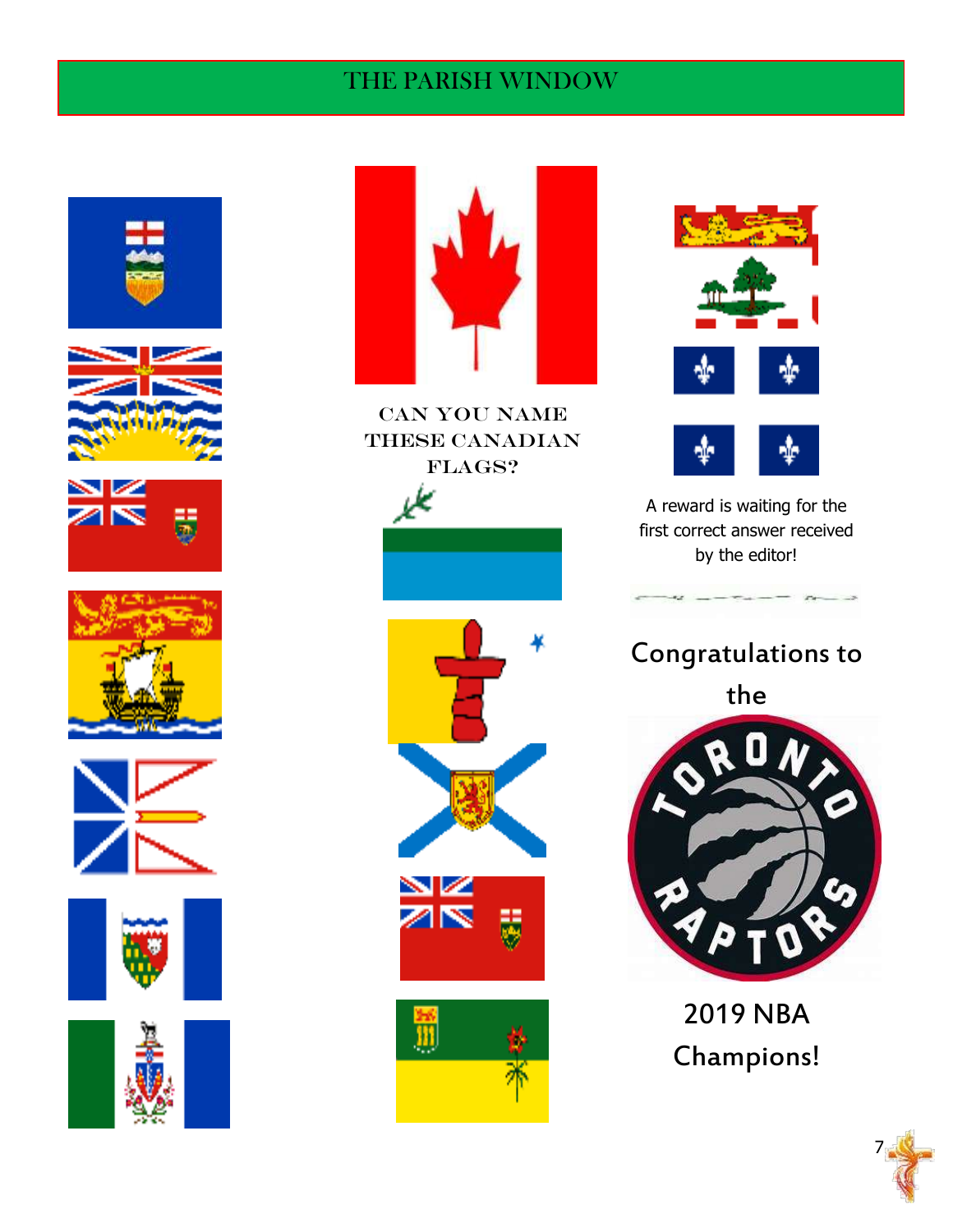CAN YOU NAME THESE CANADIAN FLAGS?

A reward is waiting for the first correct answer received by the editor!

Congratulations to the

2019 NBA Champions!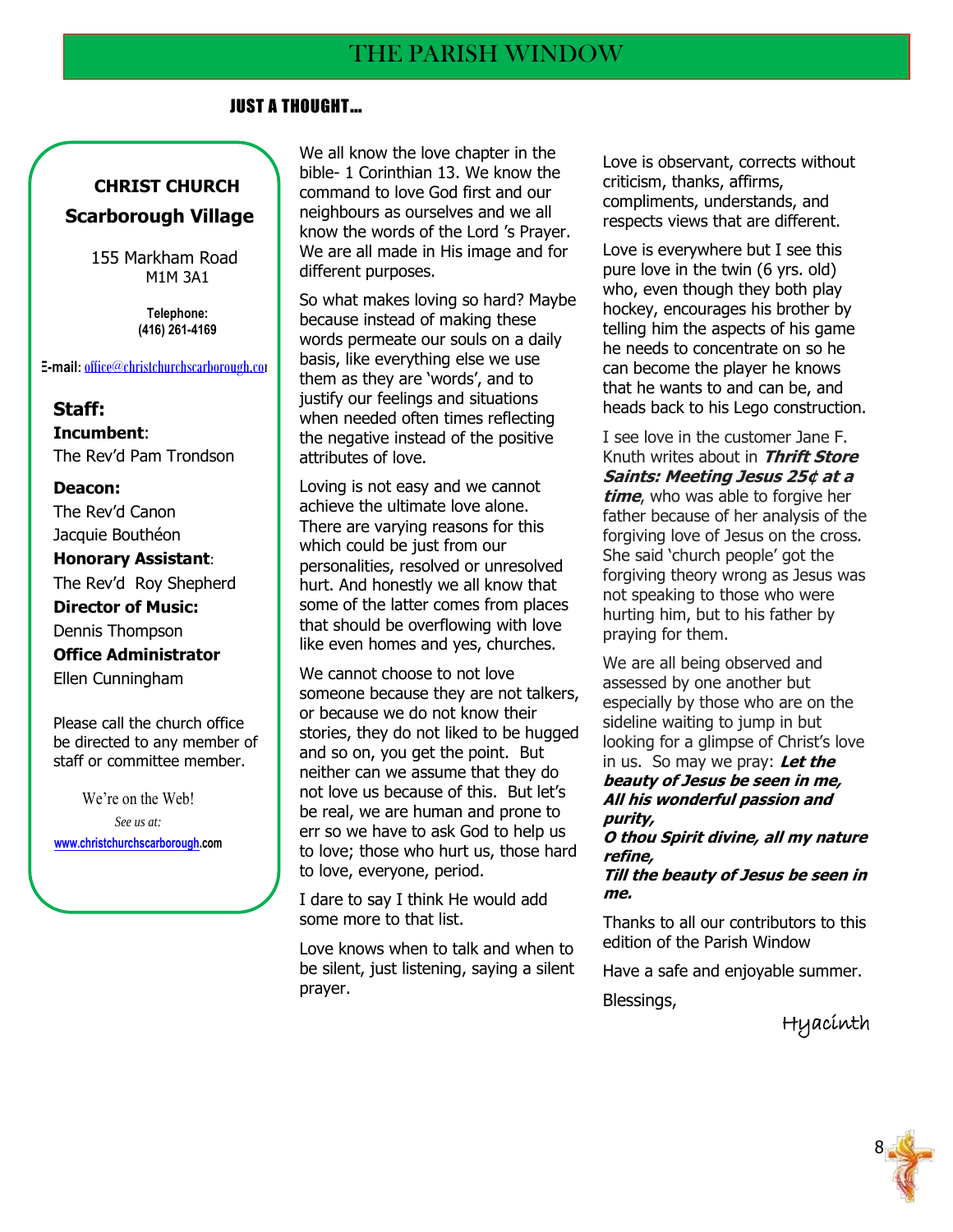# THE PARISH WINDOW

## JUST A THOUGHT…

**CHRIST CHURCH**
**Scarborough Village**

155 Markham Road
M1M 3A1

**Telephone:**
**(416) 261-4169**

**E-mail**: office@christchurchscarborough.com

**Staff:**

**Incumbent**:
The Rev'd Pam Trondson

**Deacon:**
The Rev'd Canon
Jacquie Bouthéon

**Honorary Assistant**:
The Rev'd Roy Shepherd

**Director of Music:**
Dennis Thompson

**Office Administrator**
Ellen Cunningham

Please call the church office be directed to any member of staff or committee member.

We're on the Web!
*See us at:*
**www.christchurchscarborough.com**

We all know the love chapter in the bible- 1 Corinthian 13. We know the command to love God first and our neighbours as ourselves and we all know the words of the Lord 's Prayer. We are all made in His image and for different purposes.

So what makes loving so hard? Maybe because instead of making these words permeate our souls on a daily basis, like everything else we use them as they are 'words', and to justify our feelings and situations when needed often times reflecting the negative instead of the positive attributes of love.

Loving is not easy and we cannot achieve the ultimate love alone. There are varying reasons for this which could be just from our personalities, resolved or unresolved hurt. And honestly we all know that some of the latter comes from places that should be overflowing with love like even homes and yes, churches.

We cannot choose to not love someone because they are not talkers, or because we do not know their stories, they do not liked to be hugged and so on, you get the point. But neither can we assume that they do not love us because of this. But let's be real, we are human and prone to err so we have to ask God to help us to love; those who hurt us, those hard to love, everyone, period.

I dare to say I think He would add some more to that list.

Love knows when to talk and when to be silent, just listening, saying a silent prayer.

Love is observant, corrects without criticism, thanks, affirms, compliments, understands, and respects views that are different.

Love is everywhere but I see this pure love in the twin (6 yrs. old) who, even though they both play hockey, encourages his brother by telling him the aspects of his game he needs to concentrate on so he can become the player he knows that he wants to and can be, and heads back to his Lego construction.

I see love in the customer Jane F. Knuth writes about in ***Thrift Store Saints: Meeting Jesus 25¢ at a time***, who was able to forgive her father because of her analysis of the forgiving love of Jesus on the cross. She said 'church people' got the forgiving theory wrong as Jesus was not speaking to those who were hurting him, but to his father by praying for them.

We are all being observed and assessed by one another but especially by those who are on the sideline waiting to jump in but looking for a glimpse of Christ's love in us. So may we pray: ***Let the beauty of Jesus be seen in me,***
***All his wonderful passion and purity,***
***O thou Spirit divine, all my nature refine,***
***Till the beauty of Jesus be seen in me.***

Thanks to all our contributors to this edition of the Parish Window

Have a safe and enjoyable summer.

Blessings,

Hyacinth